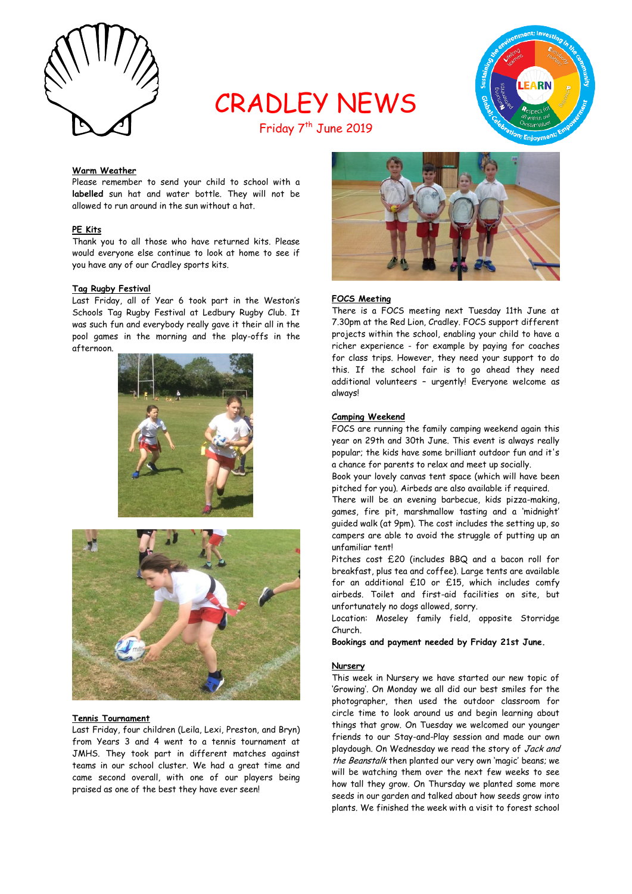# CRADLEY NEWS

Friday 7th June 2019

### Warm Weather

Please remember to send your child to school with a **labelled** sun hat and water bottle. They will not be allowed to run around in the sun without a hat.

### PE Kits

Thank you to all those who have returned kits. Please would everyone else continue to look at home to see if you have any of our Cradley sports kits.

### Tag Rugby Festival

Last Friday, all of Year 6 took part in the Weston's Schools Tag Rugby Festival at Ledbury Rugby Club. It was such fun and everybody really gave it their all in the pool games in the morning and the play-offs in the afternoon.

### Tennis Tournament

Last Friday, four children (Leila, Lexi, Preston, and Bryn) from Years 3 and 4 went to a tennis tournament at JMHS. They took part in different matches against teams in our school cluster. We had a great time and came second overall, with one of our players being praised as one of the best they have ever seen!

### FOCS Meeting

There is a FOCS meeting next Tuesday 11th June at 7.30pm at the Red Lion, Cradley. FOCS support different projects within the school, enabling your child to have a richer experience - for example by paying for coaches for class trips. However, they need your support to do this. If the school fair is to go ahead they need additional volunteers – urgently! Everyone welcome as always!

### Camping Weekend

FOCS are running the family camping weekend again this year on 29th and 30th June. This event is always really popular; the kids have some brilliant outdoor fun and it's a chance for parents to relax and meet up socially.

Book your lovely canvas tent space (which will have been pitched for you). Airbeds are also available if required.

There will be an evening barbecue, kids pizza-making, games, fire pit, marshmallow tasting and a 'midnight' guided walk (at 9pm). The cost includes the setting up, so campers are able to avoid the struggle of putting up an unfamiliar tent!

Pitches cost £20 (includes BBQ and a bacon roll for breakfast, plus tea and coffee). Large tents are available for an additional £10 or £15, which includes comfy airbeds. Toilet and first-aid facilities on site, but unfortunately no dogs allowed, sorry.

Location: Moseley family field, opposite Storridge Church.

**Bookings and payment needed by Friday 21st June.**

### Nursery

This week in Nursery we have started our new topic of 'Growing'. On Monday we all did our best smiles for the photographer, then used the outdoor classroom for circle time to look around us and begin learning about things that grow. On Tuesday we welcomed our younger friends to our Stay-and-Play session and made our own playdough. On Wednesday we read the story of *Jack and the Beanstalk* then planted our very own 'magic' beans; we will be watching them over the next few weeks to see how tall they grow. On Thursday we planted some more seeds in our garden and talked about how seeds grow into plants. We finished the week with a visit to forest school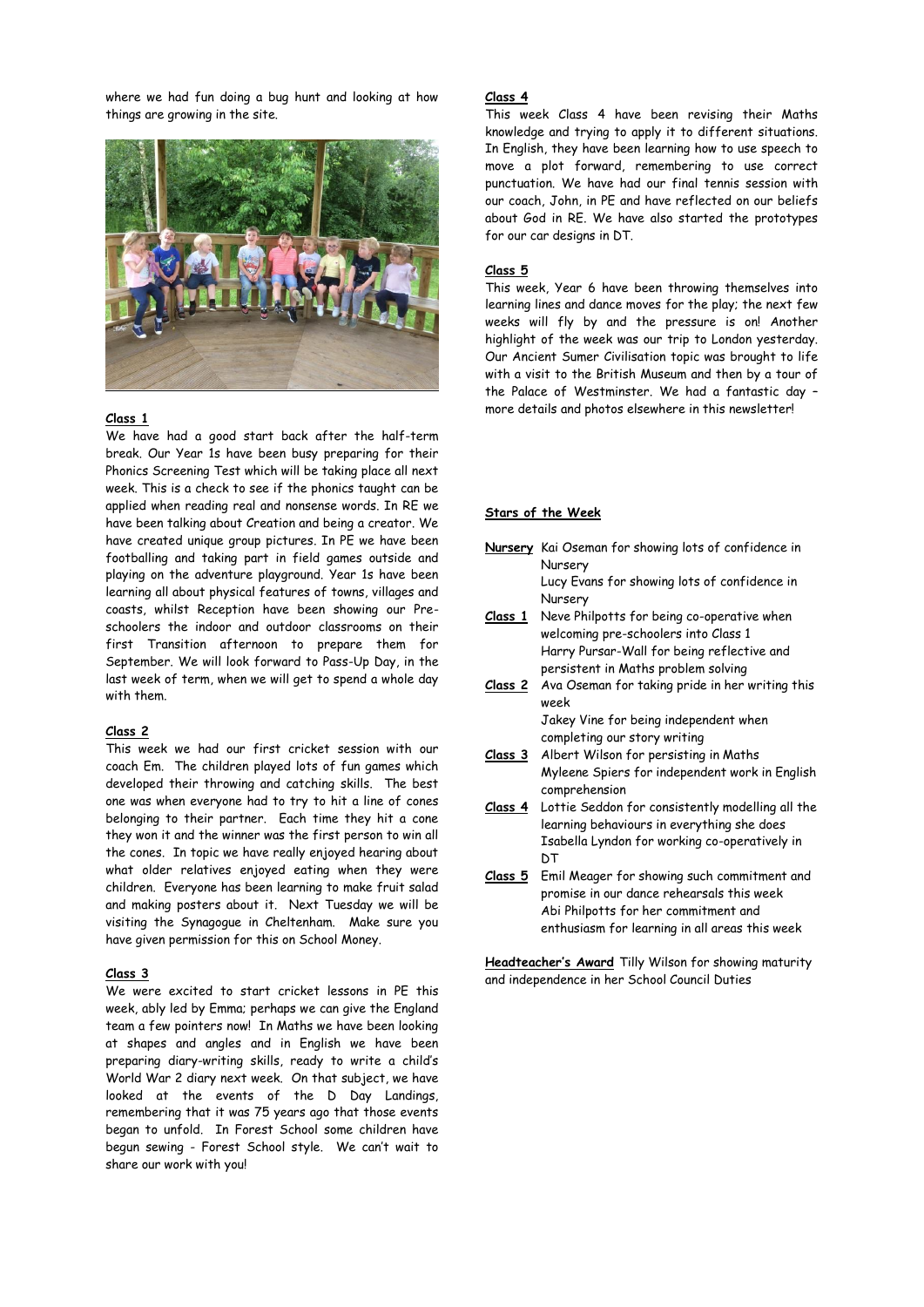where we had fun doing a bug hunt and looking at how things are growing in the site.

### Class 1

We have had a good start back after the half-term break. Our Year 1s have been busy preparing for their Phonics Screening Test which will be taking place all next week. This is a check to see if the phonics taught can be applied when reading real and nonsense words. In RE we have been talking about Creation and being a creator. We have created unique group pictures. In PE we have been footballing and taking part in field games outside and playing on the adventure playground. Year 1s have been learning all about physical features of towns, villages and coasts, whilst Reception have been showing our Pre-schoolers the indoor and outdoor classrooms on their first Transition afternoon to prepare them for September. We will look forward to Pass-Up Day, in the last week of term, when we will get to spend a whole day with them.

### Class 2

This week we had our first cricket session with our coach Em. The children played lots of fun games which developed their throwing and catching skills. The best one was when everyone had to try to hit a line of cones belonging to their partner. Each time they hit a cone they won it and the winner was the first person to win all the cones. In topic we have really enjoyed hearing about what older relatives enjoyed eating when they were children. Everyone has been learning to make fruit salad and making posters about it. Next Tuesday we will be visiting the Synagogue in Cheltenham. Make sure you have given permission for this on School Money.

### Class 3

We were excited to start cricket lessons in PE this week, ably led by Emma; perhaps we can give the England team a few pointers now! In Maths we have been looking at shapes and angles and in English we have been preparing diary-writing skills, ready to write a child's World War 2 diary next week. On that subject, we have looked at the events of the D Day Landings, remembering that it was 75 years ago that those events began to unfold. In Forest School some children have begun sewing - Forest School style. We can't wait to share our work with you!

### Class 4

This week Class 4 have been revising their Maths knowledge and trying to apply it to different situations. In English, they have been learning how to use speech to move a plot forward, remembering to use correct punctuation. We have had our final tennis session with our coach, John, in PE and have reflected on our beliefs about God in RE. We have also started the prototypes for our car designs in DT.

### Class 5

This week, Year 6 have been throwing themselves into learning lines and dance moves for the play; the next few weeks will fly by and the pressure is on! Another highlight of the week was our trip to London yesterday. Our Ancient Sumer Civilisation topic was brought to life with a visit to the British Museum and then by a tour of the Palace of Westminster. We had a fantastic day – more details and photos elsewhere in this newsletter!

### Stars of the Week

**Nursery** Kai Oseman for showing lots of confidence in Nursery
Lucy Evans for showing lots of confidence in Nursery

**Class 1** Neve Philpotts for being co-operative when welcoming pre-schoolers into Class 1
Harry Pursar-Wall for being reflective and persistent in Maths problem solving

**Class 2** Ava Oseman for taking pride in her writing this week
Jakey Vine for being independent when completing our story writing

**Class 3** Albert Wilson for persisting in Maths
Myleene Spiers for independent work in English comprehension

**Class 4** Lottie Seddon for consistently modelling all the learning behaviours in everything she does
Isabella Lyndon for working co-operatively in DT

**Class 5** Emil Meager for showing such commitment and promise in our dance rehearsals this week
Abi Philpotts for her commitment and enthusiasm for learning in all areas this week

**Headteacher's Award** Tilly Wilson for showing maturity and independence in her School Council Duties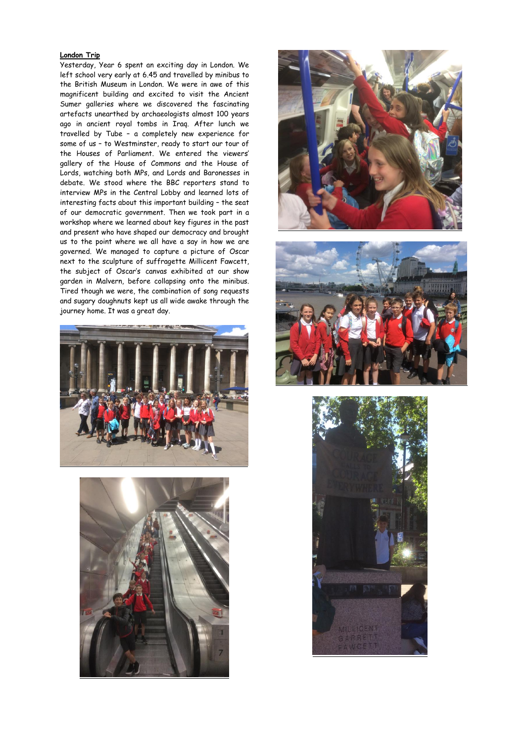**London Trip**

Yesterday, Year 6 spent an exciting day in London. We left school very early at 6.45 and travelled by minibus to the British Museum in London. We were in awe of this magnificent building and excited to visit the Ancient Sumer galleries where we discovered the fascinating artefacts unearthed by archaeologists almost 100 years ago in ancient royal tombs in Iraq. After lunch we travelled by Tube – a completely new experience for some of us – to Westminster, ready to start our tour of the Houses of Parliament. We entered the viewers' gallery of the House of Commons and the House of Lords, watching both MPs, and Lords and Baronesses in debate. We stood where the BBC reporters stand to interview MPs in the Central Lobby and learned lots of interesting facts about this important building – the seat of our democratic government. Then we took part in a workshop where we learned about key figures in the past and present who have shaped our democracy and brought us to the point where we all have a say in how we are governed. We managed to capture a picture of Oscar next to the sculpture of suffragette Millicent Fawcett, the subject of Oscar's canvas exhibited at our show garden in Malvern, before collapsing onto the minibus. Tired though we were, the combination of song requests and sugary doughnuts kept us all wide awake through the journey home. It was a great day.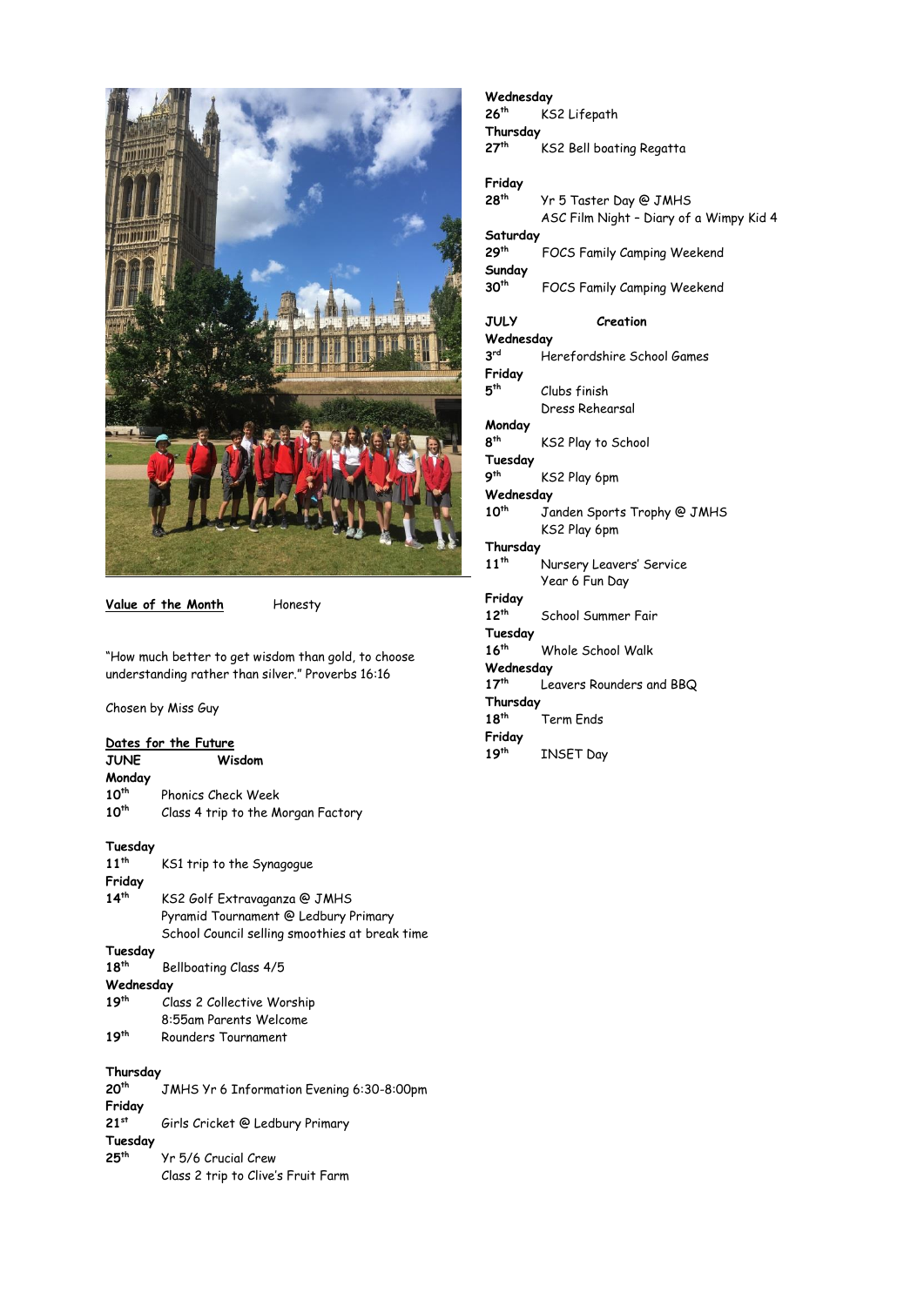**Value of the Month** Honesty

"How much better to get wisdom than gold, to choose understanding rather than silver." Proverbs 16:16

Chosen by Miss Guy

**Dates for the Future**

**JUNE** **Wisdom**

**Monday**
**10th** Phonics Check Week
**10th** Class 4 trip to the Morgan Factory

**Tuesday**
**11th** KS1 trip to the Synagogue

**Friday**
**14th** KS2 Golf Extravaganza @ JMHS
Pyramid Tournament @ Ledbury Primary
School Council selling smoothies at break time

**Tuesday**
**18th** Bellboating Class 4/5

**Wednesday**
**19th** Class 2 Collective Worship
8:55am Parents Welcome
**19th** Rounders Tournament

**Thursday**
**20th** JMHS Yr 6 Information Evening 6:30-8:00pm

**Friday**
**21st** Girls Cricket @ Ledbury Primary

**Tuesday**
**25th** Yr 5/6 Crucial Crew
Class 2 trip to Clive's Fruit Farm

**Wednesday**
**26th** KS2 Lifepath

**Thursday**
**27th** KS2 Bell boating Regatta

**Friday**
**28th** Yr 5 Taster Day @ JMHS
ASC Film Night – Diary of a Wimpy Kid 4

**Saturday**
**29th** FOCS Family Camping Weekend

**Sunday**
**30th** FOCS Family Camping Weekend

**JULY** **Creation**

**Wednesday**
**3rd** Herefordshire School Games

**Friday**
**5th** Clubs finish
Dress Rehearsal

**Monday**
**8th** KS2 Play to School

**Tuesday**
**9th** KS2 Play 6pm

**Wednesday**
**10th** Janden Sports Trophy @ JMHS
KS2 Play 6pm

**Thursday**
**11th** Nursery Leavers' Service
Year 6 Fun Day

**Friday**
**12th** School Summer Fair

**Tuesday**
**16th** Whole School Walk

**Wednesday**
**17th** Leavers Rounders and BBQ

**Thursday**
**18th** Term Ends

**Friday**
**19th** INSET Day